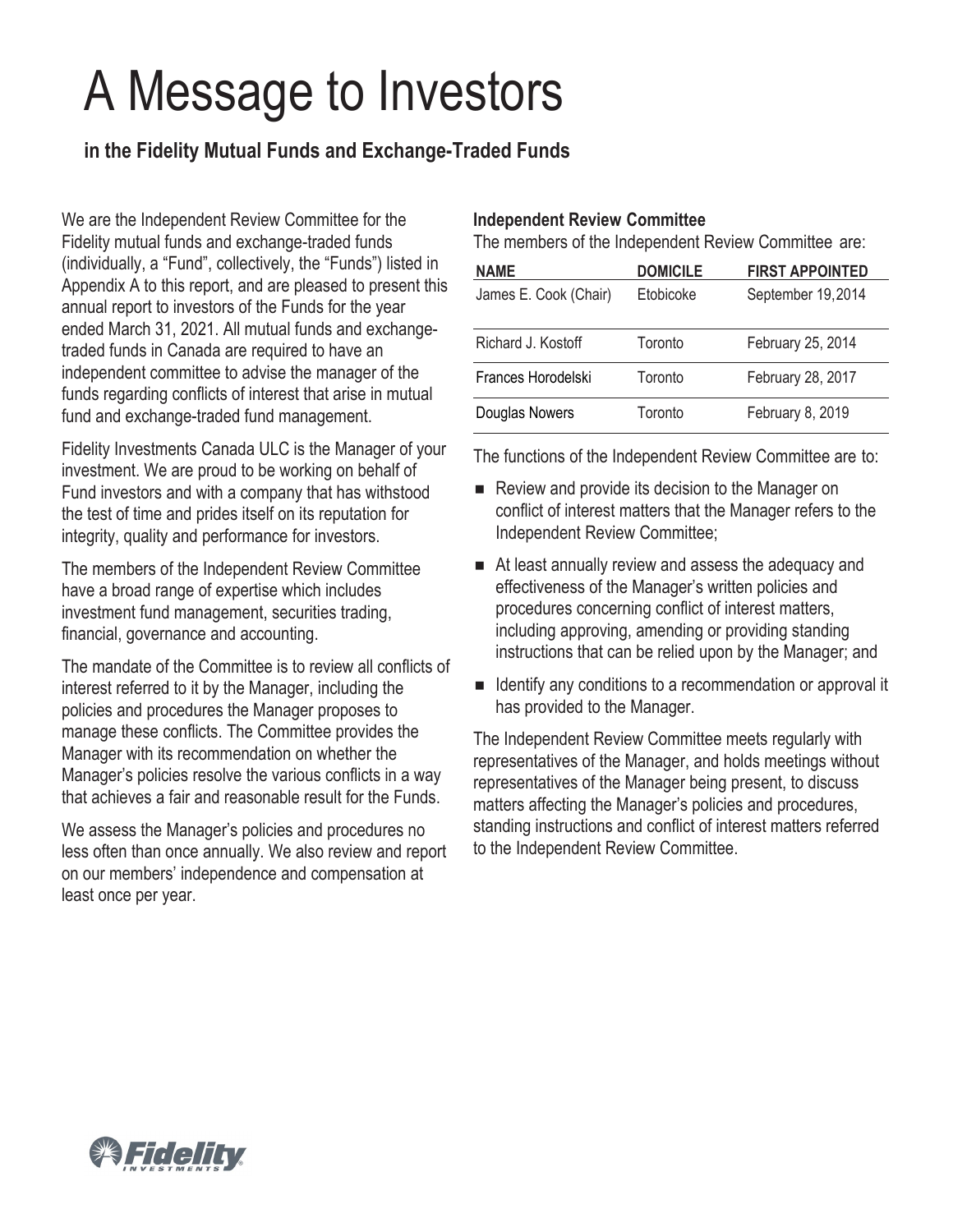# A Message to Investors

## in the Fidelity Mutual Funds and Exchange-Traded Funds

We are the Independent Review Committee for the Fidelity mutual funds and exchange-traded funds (individually, a "Fund", collectively, the "Funds") listed in Appendix A to this report, and are pleased to present this annual report to investors of the Funds for the year ended March 31, 2021. All mutual funds and exchange-traded funds in Canada are required to have an independent committee to advise the manager of the funds regarding conflicts of interest that arise in mutual fund and exchange-traded fund management.

Fidelity Investments Canada ULC is the Manager of your investment. We are proud to be working on behalf of Fund investors and with a company that has withstood the test of time and prides itself on its reputation for integrity, quality and performance for investors.

The members of the Independent Review Committee have a broad range of expertise which includes investment fund management, securities trading, financial, governance and accounting.

The mandate of the Committee is to review all conflicts of interest referred to it by the Manager, including the policies and procedures the Manager proposes to manage these conflicts. The Committee provides the Manager with its recommendation on whether the Manager's policies resolve the various conflicts in a way that achieves a fair and reasonable result for the Funds.

We assess the Manager's policies and procedures no less often than once annually. We also review and report on our members' independence and compensation at least once per year.

**Independent Review Committee**

The members of the Independent Review Committee are:

| NAME | DOMICILE | FIRST APPOINTED |
|---|---|---|
| James E. Cook (Chair) | Etobicoke | September 19, 2014 |
| Richard J. Kostoff | Toronto | February 25, 2014 |
| Frances Horodelski | Toronto | February 28, 2017 |
| Douglas Nowers | Toronto | February 8, 2019 |

The functions of the Independent Review Committee are to:

- Review and provide its decision to the Manager on conflict of interest matters that the Manager refers to the Independent Review Committee;
- At least annually review and assess the adequacy and effectiveness of the Manager's written policies and procedures concerning conflict of interest matters, including approving, amending or providing standing instructions that can be relied upon by the Manager; and
- Identify any conditions to a recommendation or approval it has provided to the Manager.

The Independent Review Committee meets regularly with representatives of the Manager, and holds meetings without representatives of the Manager being present, to discuss matters affecting the Manager's policies and procedures, standing instructions and conflict of interest matters referred to the Independent Review Committee.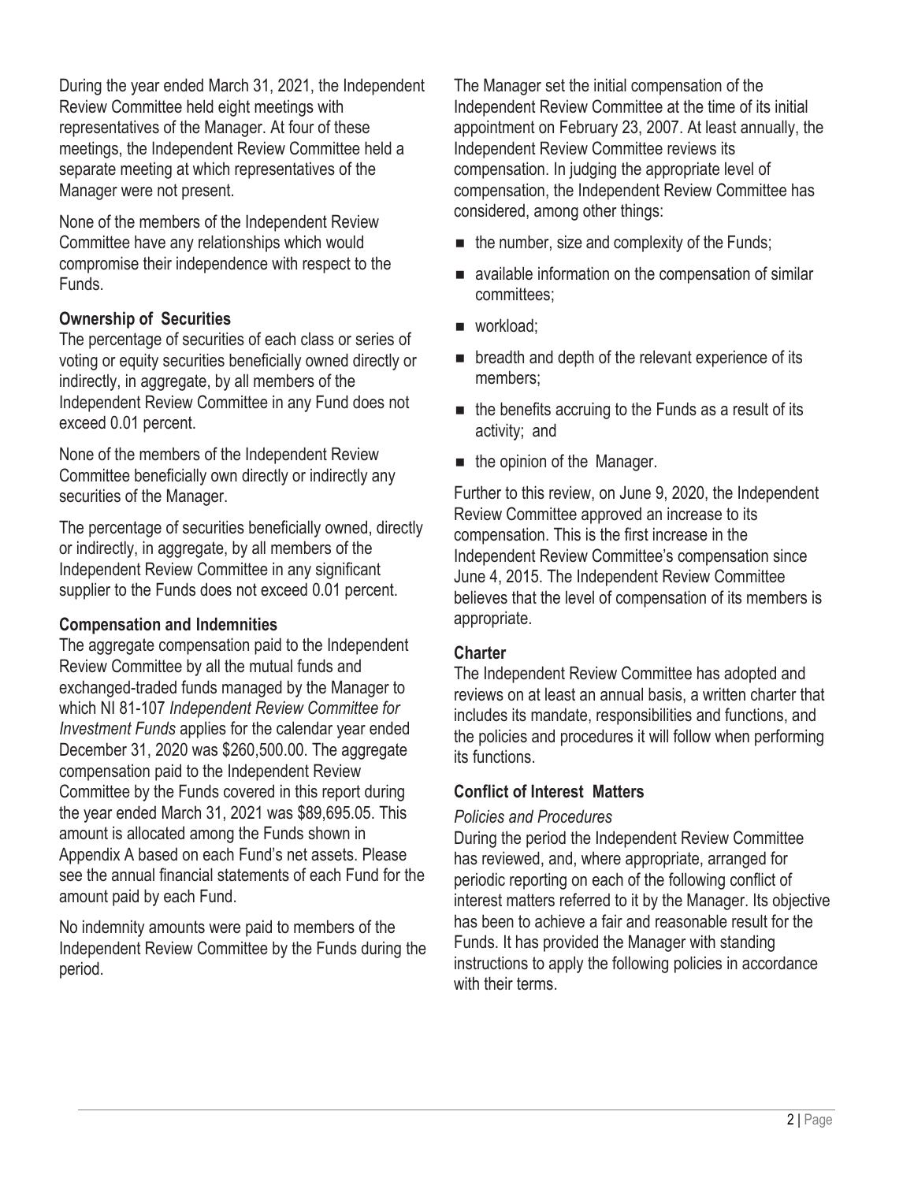During the year ended March 31, 2021, the Independent Review Committee held eight meetings with representatives of the Manager. At four of these meetings, the Independent Review Committee held a separate meeting at which representatives of the Manager were not present.

None of the members of the Independent Review Committee have any relationships which would compromise their independence with respect to the Funds.

### Ownership of Securities

The percentage of securities of each class or series of voting or equity securities beneficially owned directly or indirectly, in aggregate, by all members of the Independent Review Committee in any Fund does not exceed 0.01 percent.

None of the members of the Independent Review Committee beneficially own directly or indirectly any securities of the Manager.

The percentage of securities beneficially owned, directly or indirectly, in aggregate, by all members of the Independent Review Committee in any significant supplier to the Funds does not exceed 0.01 percent.

### Compensation and Indemnities

The aggregate compensation paid to the Independent Review Committee by all the mutual funds and exchanged-traded funds managed by the Manager to which NI 81-107 *Independent Review Committee for Investment Funds* applies for the calendar year ended December 31, 2020 was $260,500.00. The aggregate compensation paid to the Independent Review Committee by the Funds covered in this report during the year ended March 31, 2021 was $89,695.05. This amount is allocated among the Funds shown in Appendix A based on each Fund's net assets. Please see the annual financial statements of each Fund for the amount paid by each Fund.

No indemnity amounts were paid to members of the Independent Review Committee by the Funds during the period.

The Manager set the initial compensation of the Independent Review Committee at the time of its initial appointment on February 23, 2007. At least annually, the Independent Review Committee reviews its compensation. In judging the appropriate level of compensation, the Independent Review Committee has considered, among other things:

- the number, size and complexity of the Funds;
- available information on the compensation of similar committees;
- workload;
- breadth and depth of the relevant experience of its members;
- the benefits accruing to the Funds as a result of its activity; and
- the opinion of the Manager.

Further to this review, on June 9, 2020, the Independent Review Committee approved an increase to its compensation. This is the first increase in the Independent Review Committee's compensation since June 4, 2015. The Independent Review Committee believes that the level of compensation of its members is appropriate.

### Charter

The Independent Review Committee has adopted and reviews on at least an annual basis, a written charter that includes its mandate, responsibilities and functions, and the policies and procedures it will follow when performing its functions.

### Conflict of Interest Matters

*Policies and Procedures*

During the period the Independent Review Committee has reviewed, and, where appropriate, arranged for periodic reporting on each of the following conflict of interest matters referred to it by the Manager. Its objective has been to achieve a fair and reasonable result for the Funds. It has provided the Manager with standing instructions to apply the following policies in accordance with their terms.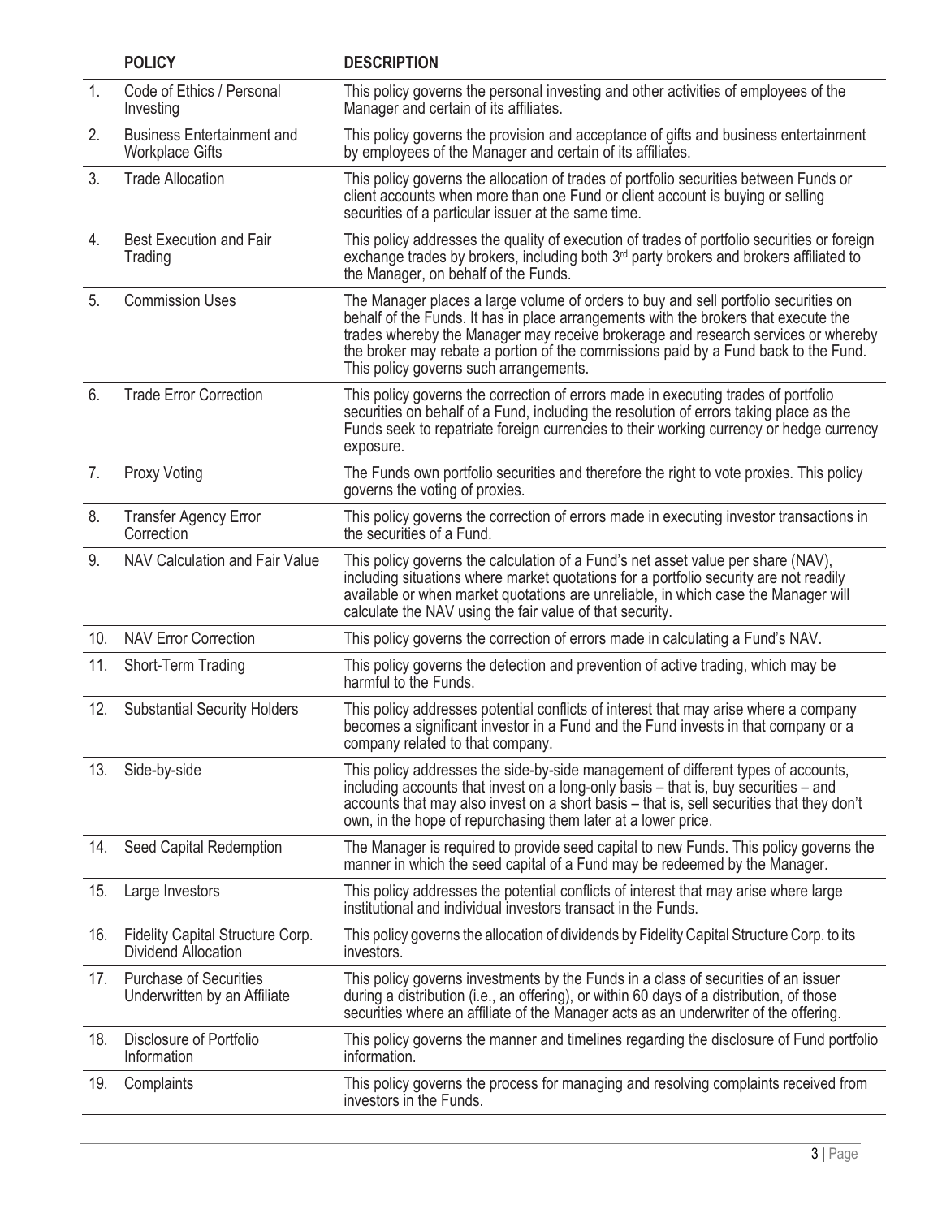| | POLICY | DESCRIPTION |
|---|---|---|
| 1. | Code of Ethics / Personal Investing | This policy governs the personal investing and other activities of employees of the Manager and certain of its affiliates. |
| 2. | Business Entertainment and Workplace Gifts | This policy governs the provision and acceptance of gifts and business entertainment by employees of the Manager and certain of its affiliates. |
| 3. | Trade Allocation | This policy governs the allocation of trades of portfolio securities between Funds or client accounts when more than one Fund or client account is buying or selling securities of a particular issuer at the same time. |
| 4. | Best Execution and Fair Trading | This policy addresses the quality of execution of trades of portfolio securities or foreign exchange trades by brokers, including both 3rd party brokers and brokers affiliated to the Manager, on behalf of the Funds. |
| 5. | Commission Uses | The Manager places a large volume of orders to buy and sell portfolio securities on behalf of the Funds. It has in place arrangements with the brokers that execute the trades whereby the Manager may receive brokerage and research services or whereby the broker may rebate a portion of the commissions paid by a Fund back to the Fund. This policy governs such arrangements. |
| 6. | Trade Error Correction | This policy governs the correction of errors made in executing trades of portfolio securities on behalf of a Fund, including the resolution of errors taking place as the Funds seek to repatriate foreign currencies to their working currency or hedge currency exposure. |
| 7. | Proxy Voting | The Funds own portfolio securities and therefore the right to vote proxies. This policy governs the voting of proxies. |
| 8. | Transfer Agency Error Correction | This policy governs the correction of errors made in executing investor transactions in the securities of a Fund. |
| 9. | NAV Calculation and Fair Value | This policy governs the calculation of a Fund's net asset value per share (NAV), including situations where market quotations for a portfolio security are not readily available or when market quotations are unreliable, in which case the Manager will calculate the NAV using the fair value of that security. |
| 10. | NAV Error Correction | This policy governs the correction of errors made in calculating a Fund's NAV. |
| 11. | Short-Term Trading | This policy governs the detection and prevention of active trading, which may be harmful to the Funds. |
| 12. | Substantial Security Holders | This policy addresses potential conflicts of interest that may arise where a company becomes a significant investor in a Fund and the Fund invests in that company or a company related to that company. |
| 13. | Side-by-side | This policy addresses the side-by-side management of different types of accounts, including accounts that invest on a long-only basis – that is, buy securities – and accounts that may also invest on a short basis – that is, sell securities that they don't own, in the hope of repurchasing them later at a lower price. |
| 14. | Seed Capital Redemption | The Manager is required to provide seed capital to new Funds. This policy governs the manner in which the seed capital of a Fund may be redeemed by the Manager. |
| 15. | Large Investors | This policy addresses the potential conflicts of interest that may arise where large institutional and individual investors transact in the Funds. |
| 16. | Fidelity Capital Structure Corp. Dividend Allocation | This policy governs the allocation of dividends by Fidelity Capital Structure Corp. to its investors. |
| 17. | Purchase of Securities Underwritten by an Affiliate | This policy governs investments by the Funds in a class of securities of an issuer during a distribution (i.e., an offering), or within 60 days of a distribution, of those securities where an affiliate of the Manager acts as an underwriter of the offering. |
| 18. | Disclosure of Portfolio Information | This policy governs the manner and timelines regarding the disclosure of Fund portfolio information. |
| 19. | Complaints | This policy governs the process for managing and resolving complaints received from investors in the Funds. |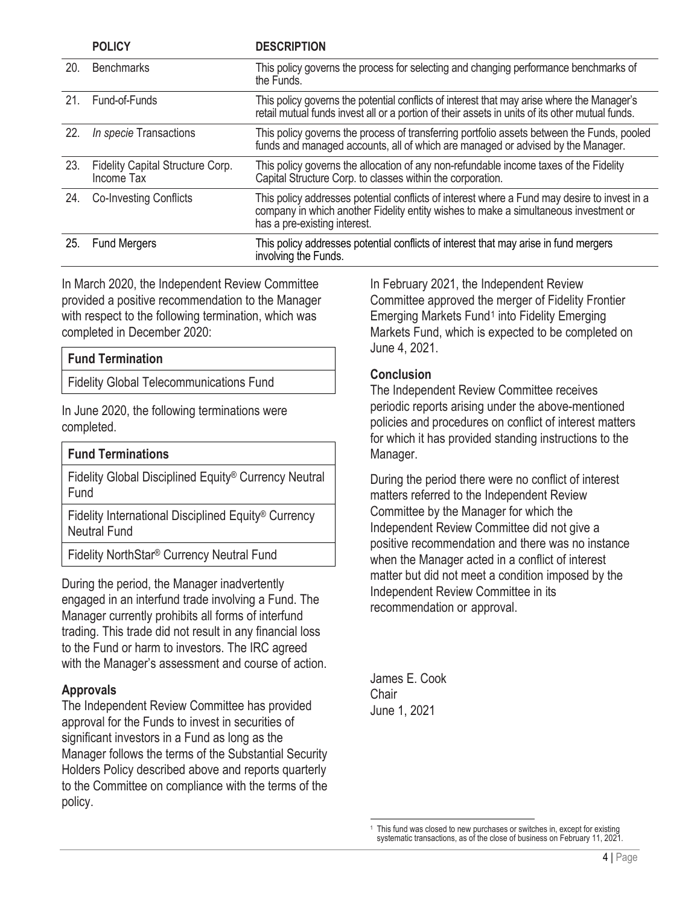| | POLICY | DESCRIPTION |
|---|---|---|
| 20. | Benchmarks | This policy governs the process for selecting and changing performance benchmarks of the Funds. |
| 21. | Fund-of-Funds | This policy governs the potential conflicts of interest that may arise where the Manager's retail mutual funds invest all or a portion of their assets in units of its other mutual funds. |
| 22. | *In specie* Transactions | This policy governs the process of transferring portfolio assets between the Funds, pooled funds and managed accounts, all of which are managed or advised by the Manager. |
| 23. | Fidelity Capital Structure Corp. Income Tax | This policy governs the allocation of any non-refundable income taxes of the Fidelity Capital Structure Corp. to classes within the corporation. |
| 24. | Co-Investing Conflicts | This policy addresses potential conflicts of interest where a Fund may desire to invest in a company in which another Fidelity entity wishes to make a simultaneous investment or has a pre-existing interest. |
| 25. | Fund Mergers | This policy addresses potential conflicts of interest that may arise in fund mergers involving the Funds. |

In March 2020, the Independent Review Committee provided a positive recommendation to the Manager with respect to the following termination, which was completed in December 2020:

| Fund Termination |
|---|
| Fidelity Global Telecommunications Fund |

In June 2020, the following terminations were completed.

| Fund Terminations |
|---|
| Fidelity Global Disciplined Equity® Currency Neutral Fund |
| Fidelity International Disciplined Equity® Currency Neutral Fund |
| Fidelity NorthStar® Currency Neutral Fund |

During the period, the Manager inadvertently engaged in an interfund trade involving a Fund. The Manager currently prohibits all forms of interfund trading. This trade did not result in any financial loss to the Fund or harm to investors. The IRC agreed with the Manager's assessment and course of action.

**Approvals**

The Independent Review Committee has provided approval for the Funds to invest in securities of significant investors in a Fund as long as the Manager follows the terms of the Substantial Security Holders Policy described above and reports quarterly to the Committee on compliance with the terms of the policy.

In February 2021, the Independent Review Committee approved the merger of Fidelity Frontier Emerging Markets Fund[1] into Fidelity Emerging Markets Fund, which is expected to be completed on June 4, 2021.

**Conclusion**

The Independent Review Committee receives periodic reports arising under the above-mentioned policies and procedures on conflict of interest matters for which it has provided standing instructions to the Manager.

During the period there were no conflict of interest matters referred to the Independent Review Committee by the Manager for which the Independent Review Committee did not give a positive recommendation and there was no instance when the Manager acted in a conflict of interest matter but did not meet a condition imposed by the Independent Review Committee in its recommendation or approval.

James E. Cook
Chair
June 1, 2021

[1] This fund was closed to new purchases or switches in, except for existing systematic transactions, as of the close of business on February 11, 2021.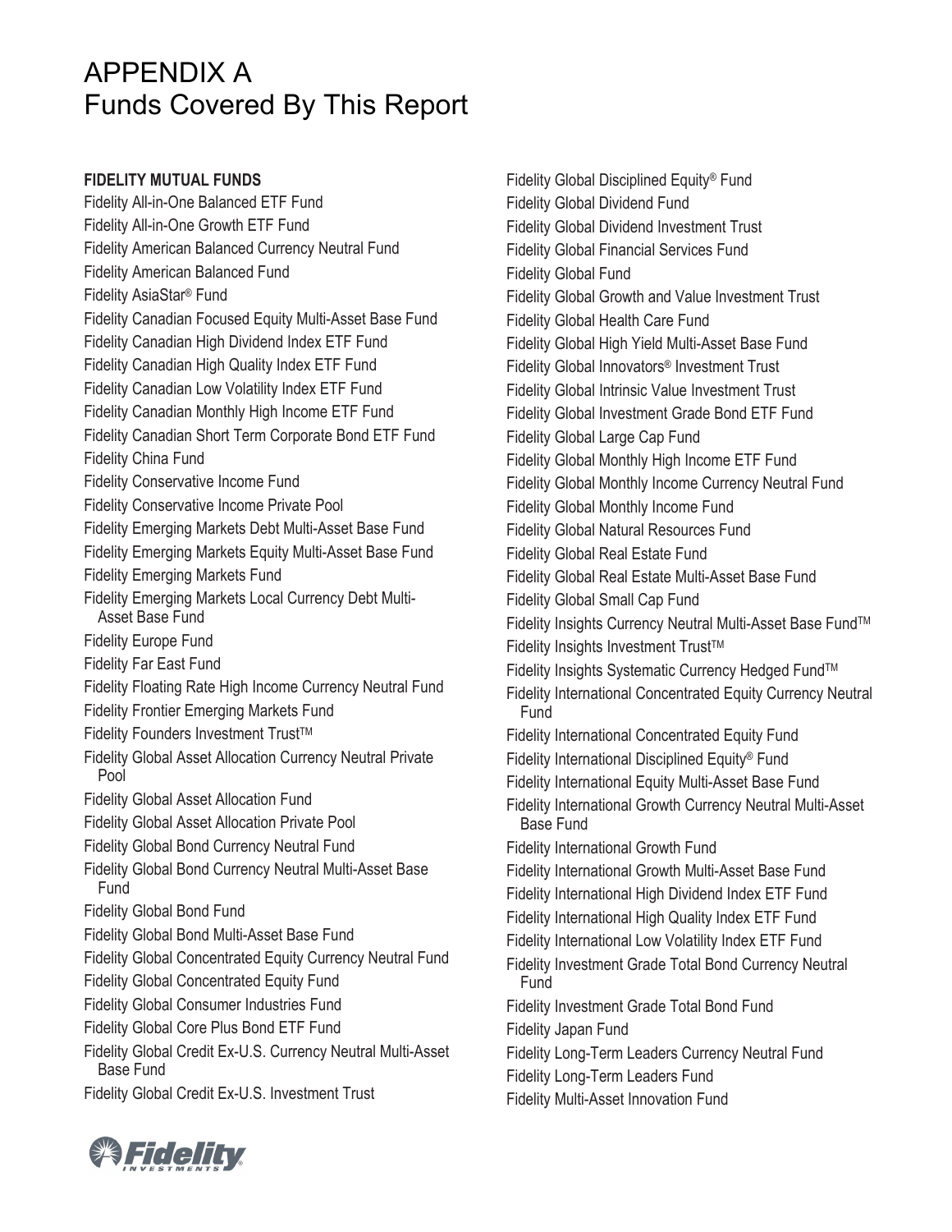# APPENDIX A
# Funds Covered By This Report

**FIDELITY MUTUAL FUNDS**

Fidelity All-in-One Balanced ETF Fund
Fidelity All-in-One Growth ETF Fund
Fidelity American Balanced Currency Neutral Fund
Fidelity American Balanced Fund
Fidelity AsiaStar® Fund
Fidelity Canadian Focused Equity Multi-Asset Base Fund
Fidelity Canadian High Dividend Index ETF Fund
Fidelity Canadian High Quality Index ETF Fund
Fidelity Canadian Low Volatility Index ETF Fund
Fidelity Canadian Monthly High Income ETF Fund
Fidelity Canadian Short Term Corporate Bond ETF Fund
Fidelity China Fund
Fidelity Conservative Income Fund
Fidelity Conservative Income Private Pool
Fidelity Emerging Markets Debt Multi-Asset Base Fund
Fidelity Emerging Markets Equity Multi-Asset Base Fund
Fidelity Emerging Markets Fund
Fidelity Emerging Markets Local Currency Debt Multi-Asset Base Fund
Fidelity Europe Fund
Fidelity Far East Fund
Fidelity Floating Rate High Income Currency Neutral Fund
Fidelity Frontier Emerging Markets Fund
Fidelity Founders Investment Trust™
Fidelity Global Asset Allocation Currency Neutral Private Pool
Fidelity Global Asset Allocation Fund
Fidelity Global Asset Allocation Private Pool
Fidelity Global Bond Currency Neutral Fund
Fidelity Global Bond Currency Neutral Multi-Asset Base Fund
Fidelity Global Bond Fund
Fidelity Global Bond Multi-Asset Base Fund
Fidelity Global Concentrated Equity Currency Neutral Fund
Fidelity Global Concentrated Equity Fund
Fidelity Global Consumer Industries Fund
Fidelity Global Core Plus Bond ETF Fund
Fidelity Global Credit Ex-U.S. Currency Neutral Multi-Asset Base Fund
Fidelity Global Credit Ex-U.S. Investment Trust
Fidelity Global Disciplined Equity® Fund
Fidelity Global Dividend Fund
Fidelity Global Dividend Investment Trust
Fidelity Global Financial Services Fund
Fidelity Global Fund
Fidelity Global Growth and Value Investment Trust
Fidelity Global Health Care Fund
Fidelity Global High Yield Multi-Asset Base Fund
Fidelity Global Innovators® Investment Trust
Fidelity Global Intrinsic Value Investment Trust
Fidelity Global Investment Grade Bond ETF Fund
Fidelity Global Large Cap Fund
Fidelity Global Monthly High Income ETF Fund
Fidelity Global Monthly Income Currency Neutral Fund
Fidelity Global Monthly Income Fund
Fidelity Global Natural Resources Fund
Fidelity Global Real Estate Fund
Fidelity Global Real Estate Multi-Asset Base Fund
Fidelity Global Small Cap Fund
Fidelity Insights Currency Neutral Multi-Asset Base Fund™
Fidelity Insights Investment Trust™
Fidelity Insights Systematic Currency Hedged Fund™
Fidelity International Concentrated Equity Currency Neutral Fund
Fidelity International Concentrated Equity Fund
Fidelity International Disciplined Equity® Fund
Fidelity International Equity Multi-Asset Base Fund
Fidelity International Growth Currency Neutral Multi-Asset Base Fund
Fidelity International Growth Fund
Fidelity International Growth Multi-Asset Base Fund
Fidelity International High Dividend Index ETF Fund
Fidelity International High Quality Index ETF Fund
Fidelity International Low Volatility Index ETF Fund
Fidelity Investment Grade Total Bond Currency Neutral Fund
Fidelity Investment Grade Total Bond Fund
Fidelity Japan Fund
Fidelity Long-Term Leaders Currency Neutral Fund
Fidelity Long-Term Leaders Fund
Fidelity Multi-Asset Innovation Fund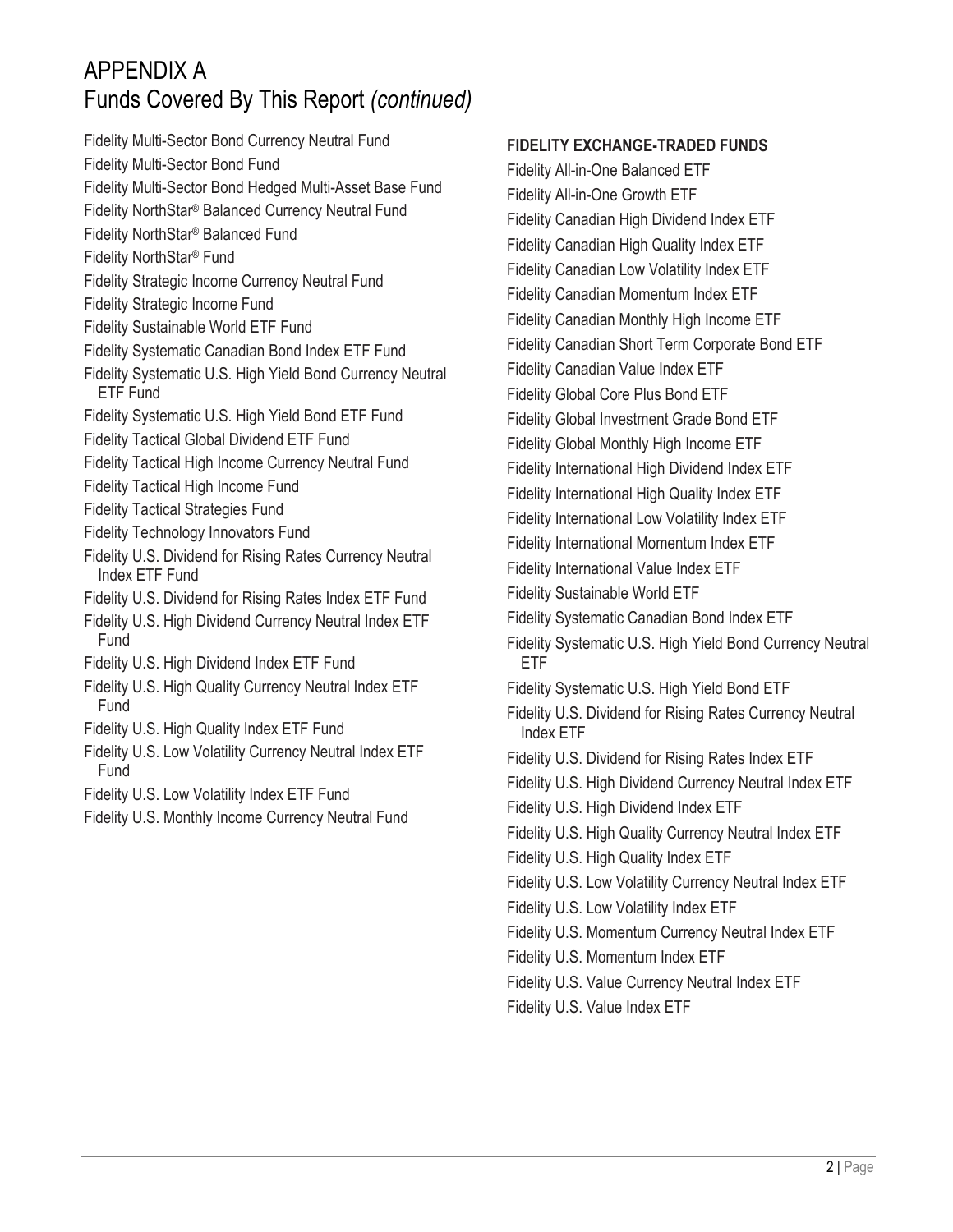# APPENDIX A
## Funds Covered By This Report *(continued)*

Fidelity Multi-Sector Bond Currency Neutral Fund
Fidelity Multi-Sector Bond Fund
Fidelity Multi-Sector Bond Hedged Multi-Asset Base Fund
Fidelity NorthStar® Balanced Currency Neutral Fund
Fidelity NorthStar® Balanced Fund
Fidelity NorthStar® Fund
Fidelity Strategic Income Currency Neutral Fund
Fidelity Strategic Income Fund
Fidelity Sustainable World ETF Fund
Fidelity Systematic Canadian Bond Index ETF Fund
Fidelity Systematic U.S. High Yield Bond Currency Neutral ETF Fund
Fidelity Systematic U.S. High Yield Bond ETF Fund
Fidelity Tactical Global Dividend ETF Fund
Fidelity Tactical High Income Currency Neutral Fund
Fidelity Tactical High Income Fund
Fidelity Tactical Strategies Fund
Fidelity Technology Innovators Fund
Fidelity U.S. Dividend for Rising Rates Currency Neutral Index ETF Fund
Fidelity U.S. Dividend for Rising Rates Index ETF Fund
Fidelity U.S. High Dividend Currency Neutral Index ETF Fund
Fidelity U.S. High Dividend Index ETF Fund
Fidelity U.S. High Quality Currency Neutral Index ETF Fund
Fidelity U.S. High Quality Index ETF Fund
Fidelity U.S. Low Volatility Currency Neutral Index ETF Fund
Fidelity U.S. Low Volatility Index ETF Fund
Fidelity U.S. Monthly Income Currency Neutral Fund

**FIDELITY EXCHANGE-TRADED FUNDS**

Fidelity All-in-One Balanced ETF
Fidelity All-in-One Growth ETF
Fidelity Canadian High Dividend Index ETF
Fidelity Canadian High Quality Index ETF
Fidelity Canadian Low Volatility Index ETF
Fidelity Canadian Momentum Index ETF
Fidelity Canadian Monthly High Income ETF
Fidelity Canadian Short Term Corporate Bond ETF
Fidelity Canadian Value Index ETF
Fidelity Global Core Plus Bond ETF
Fidelity Global Investment Grade Bond ETF
Fidelity Global Monthly High Income ETF
Fidelity International High Dividend Index ETF
Fidelity International High Quality Index ETF
Fidelity International Low Volatility Index ETF
Fidelity International Momentum Index ETF
Fidelity International Value Index ETF
Fidelity Sustainable World ETF
Fidelity Systematic Canadian Bond Index ETF
Fidelity Systematic U.S. High Yield Bond Currency Neutral ETF
Fidelity Systematic U.S. High Yield Bond ETF
Fidelity U.S. Dividend for Rising Rates Currency Neutral Index ETF
Fidelity U.S. Dividend for Rising Rates Index ETF
Fidelity U.S. High Dividend Currency Neutral Index ETF
Fidelity U.S. High Dividend Index ETF
Fidelity U.S. High Quality Currency Neutral Index ETF
Fidelity U.S. High Quality Index ETF
Fidelity U.S. Low Volatility Currency Neutral Index ETF
Fidelity U.S. Low Volatility Index ETF
Fidelity U.S. Momentum Currency Neutral Index ETF
Fidelity U.S. Momentum Index ETF
Fidelity U.S. Value Currency Neutral Index ETF
Fidelity U.S. Value Index ETF